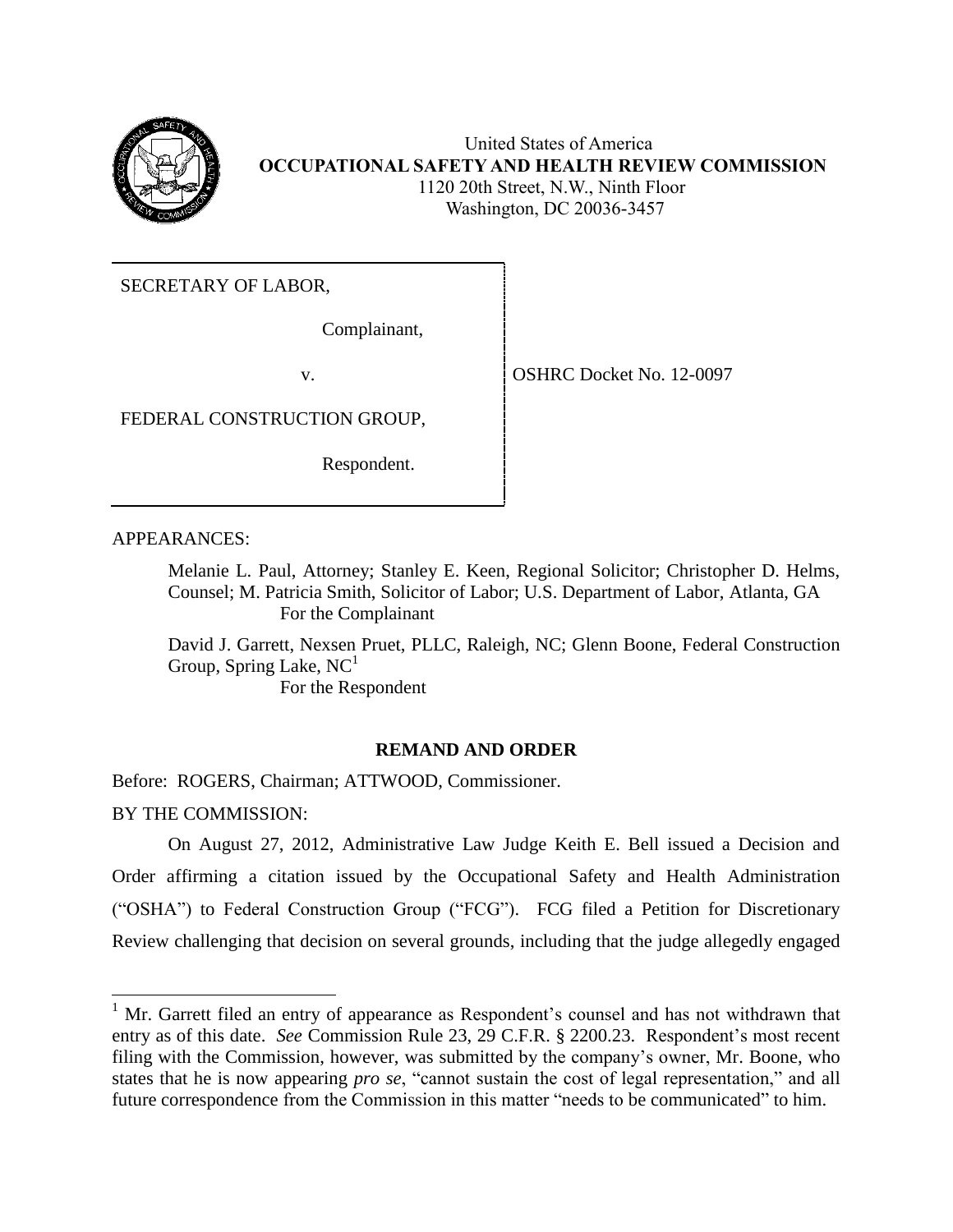United States of America
**OCCUPATIONAL SAFETY AND HEALTH REVIEW COMMISSION**
1120 20th Street, N.W., Ninth Floor
Washington, DC 20036-3457

| | |
|---|---|
| SECRETARY OF LABOR,<br><br>Complainant,<br><br>v.<br><br>FEDERAL CONSTRUCTION GROUP,<br><br>Respondent. | OSHRC Docket No. 12-0097 |

APPEARANCES:

Melanie L. Paul, Attorney; Stanley E. Keen, Regional Solicitor; Christopher D. Helms, Counsel; M. Patricia Smith, Solicitor of Labor; U.S. Department of Labor, Atlanta, GA
For the Complainant

David J. Garrett, Nexsen Pruet, PLLC, Raleigh, NC; Glenn Boone, Federal Construction Group, Spring Lake, NC[1]
For the Respondent

**REMAND AND ORDER**

Before: ROGERS, Chairman; ATTWOOD, Commissioner.

BY THE COMMISSION:

On August 27, 2012, Administrative Law Judge Keith E. Bell issued a Decision and Order affirming a citation issued by the Occupational Safety and Health Administration ("OSHA") to Federal Construction Group ("FCG"). FCG filed a Petition for Discretionary Review challenging that decision on several grounds, including that the judge allegedly engaged

[1] Mr. Garrett filed an entry of appearance as Respondent's counsel and has not withdrawn that entry as of this date. *See* Commission Rule 23, 29 C.F.R. § 2200.23. Respondent's most recent filing with the Commission, however, was submitted by the company's owner, Mr. Boone, who states that he is now appearing *pro se*, "cannot sustain the cost of legal representation," and all future correspondence from the Commission in this matter "needs to be communicated" to him.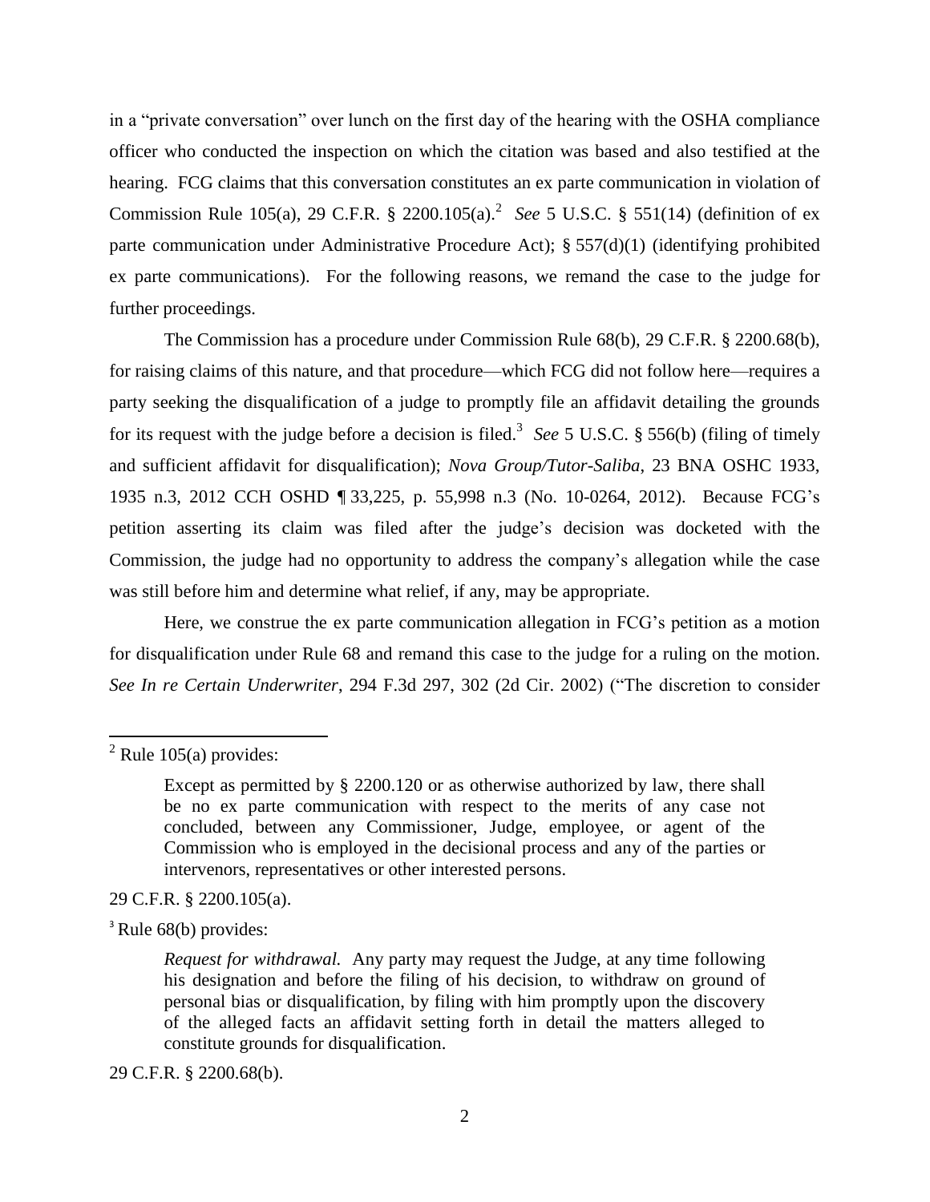in a "private conversation" over lunch on the first day of the hearing with the OSHA compliance officer who conducted the inspection on which the citation was based and also testified at the hearing. FCG claims that this conversation constitutes an ex parte communication in violation of Commission Rule 105(a), 29 C.F.R. § 2200.105(a).[2] *See* 5 U.S.C. § 551(14) (definition of ex parte communication under Administrative Procedure Act); § 557(d)(1) (identifying prohibited ex parte communications). For the following reasons, we remand the case to the judge for further proceedings.

The Commission has a procedure under Commission Rule 68(b), 29 C.F.R. § 2200.68(b), for raising claims of this nature, and that procedure—which FCG did not follow here—requires a party seeking the disqualification of a judge to promptly file an affidavit detailing the grounds for its request with the judge before a decision is filed.[3] *See* 5 U.S.C. § 556(b) (filing of timely and sufficient affidavit for disqualification); *Nova Group/Tutor-Saliba*, 23 BNA OSHC 1933, 1935 n.3, 2012 CCH OSHD ¶ 33,225, p. 55,998 n.3 (No. 10-0264, 2012). Because FCG's petition asserting its claim was filed after the judge's decision was docketed with the Commission, the judge had no opportunity to address the company's allegation while the case was still before him and determine what relief, if any, may be appropriate.

Here, we construe the ex parte communication allegation in FCG's petition as a motion for disqualification under Rule 68 and remand this case to the judge for a ruling on the motion. *See In re Certain Underwriter*, 294 F.3d 297, 302 (2d Cir. 2002) ("The discretion to consider

---

[2] Rule 105(a) provides:

> Except as permitted by § 2200.120 or as otherwise authorized by law, there shall be no ex parte communication with respect to the merits of any case not concluded, between any Commissioner, Judge, employee, or agent of the Commission who is employed in the decisional process and any of the parties or intervenors, representatives or other interested persons.

29 C.F.R. § 2200.105(a).

[3] Rule 68(b) provides:

> *Request for withdrawal.* Any party may request the Judge, at any time following his designation and before the filing of his decision, to withdraw on ground of personal bias or disqualification, by filing with him promptly upon the discovery of the alleged facts an affidavit setting forth in detail the matters alleged to constitute grounds for disqualification.

29 C.F.R. § 2200.68(b).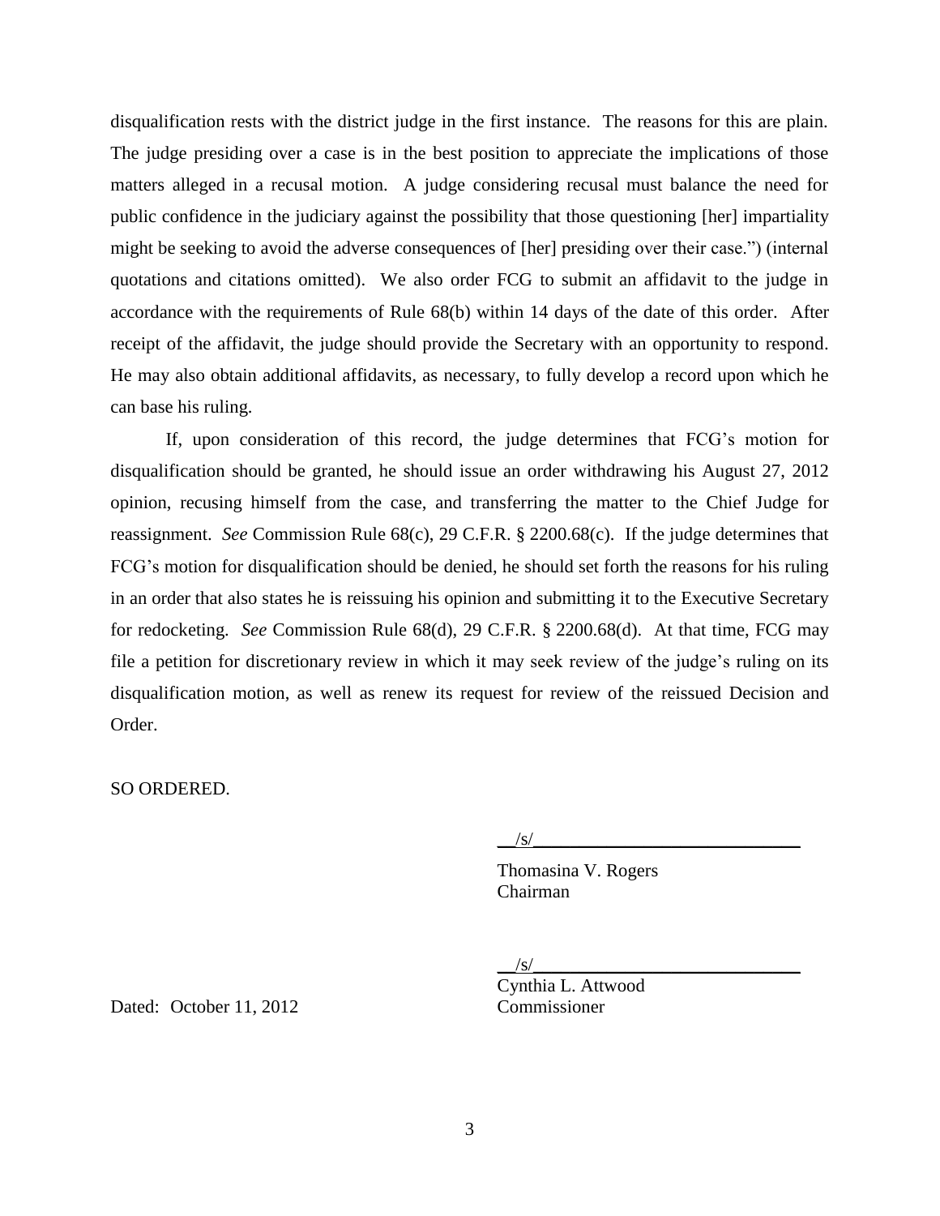disqualification rests with the district judge in the first instance. The reasons for this are plain. The judge presiding over a case is in the best position to appreciate the implications of those matters alleged in a recusal motion. A judge considering recusal must balance the need for public confidence in the judiciary against the possibility that those questioning [her] impartiality might be seeking to avoid the adverse consequences of [her] presiding over their case.") (internal quotations and citations omitted). We also order FCG to submit an affidavit to the judge in accordance with the requirements of Rule 68(b) within 14 days of the date of this order. After receipt of the affidavit, the judge should provide the Secretary with an opportunity to respond. He may also obtain additional affidavits, as necessary, to fully develop a record upon which he can base his ruling.

If, upon consideration of this record, the judge determines that FCG's motion for disqualification should be granted, he should issue an order withdrawing his August 27, 2012 opinion, recusing himself from the case, and transferring the matter to the Chief Judge for reassignment. *See* Commission Rule 68(c), 29 C.F.R. § 2200.68(c). If the judge determines that FCG's motion for disqualification should be denied, he should set forth the reasons for his ruling in an order that also states he is reissuing his opinion and submitting it to the Executive Secretary for redocketing. *See* Commission Rule 68(d), 29 C.F.R. § 2200.68(d). At that time, FCG may file a petition for discretionary review in which it may seek review of the judge's ruling on its disqualification motion, as well as renew its request for review of the reissued Decision and Order.

SO ORDERED.

/s/
Thomasina V. Rogers
Chairman

/s/
Cynthia L. Attwood
Commissioner

Dated: October 11, 2012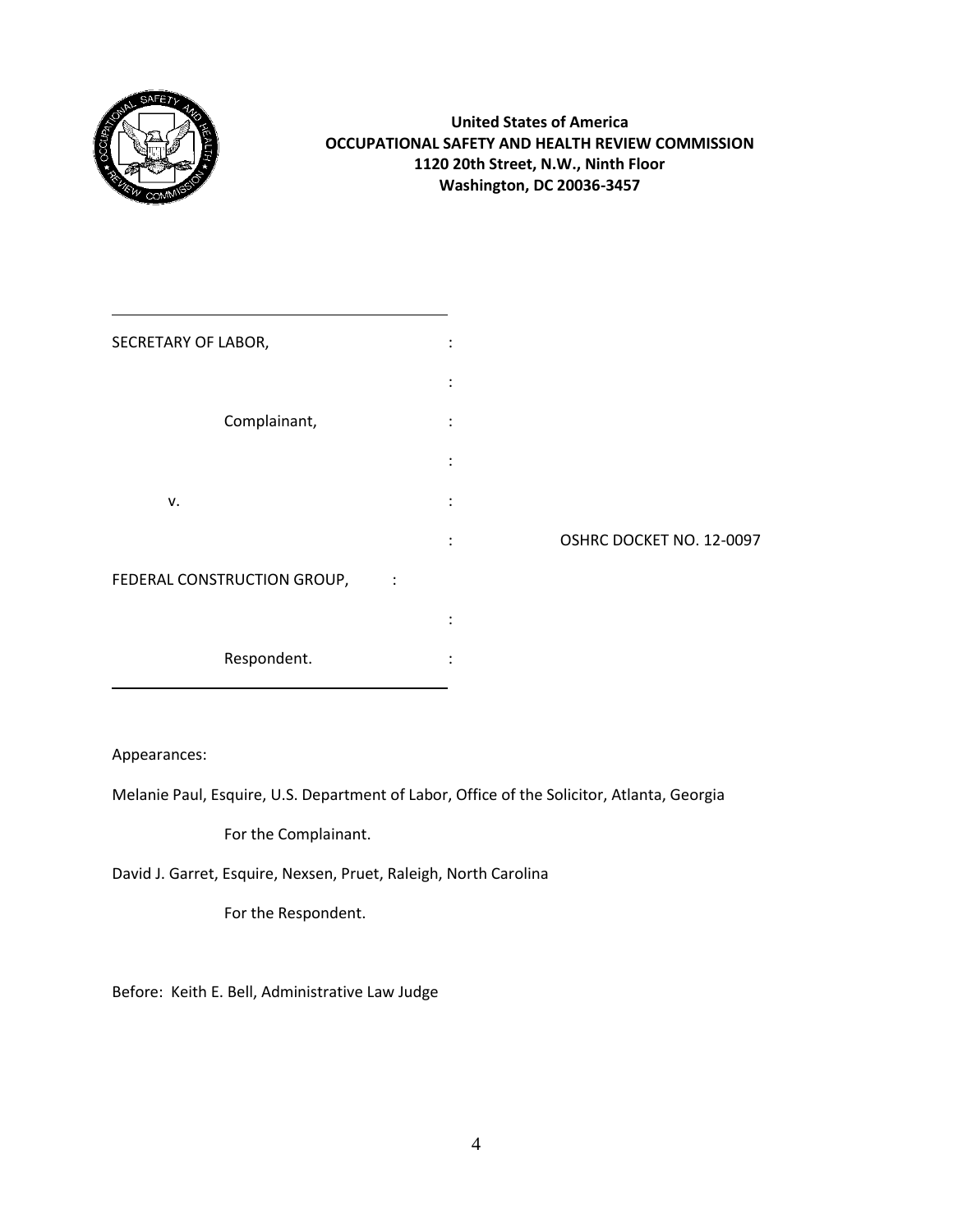**United States of America**
**OCCUPATIONAL SAFETY AND HEALTH REVIEW COMMISSION**
**1120 20th Street, N.W., Ninth Floor**
**Washington, DC 20036-3457**

SECRETARY OF LABOR,

Complainant,

v.

OSHRC DOCKET NO. 12-0097

FEDERAL CONSTRUCTION GROUP,

Respondent.

Appearances:

Melanie Paul, Esquire, U.S. Department of Labor, Office of the Solicitor, Atlanta, Georgia

For the Complainant.

David J. Garret, Esquire, Nexsen, Pruet, Raleigh, North Carolina

For the Respondent.

Before: Keith E. Bell, Administrative Law Judge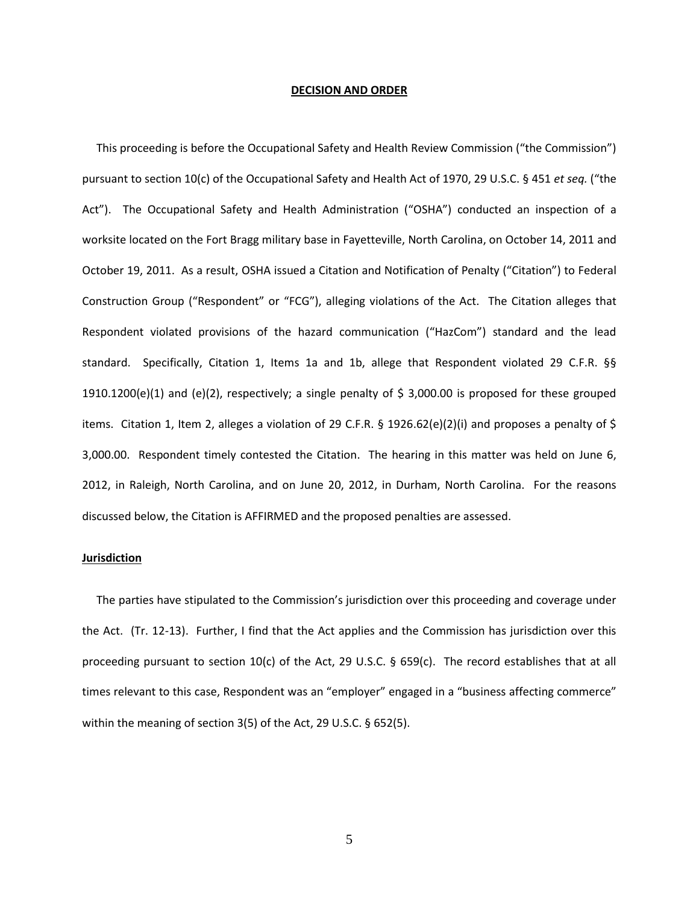## DECISION AND ORDER

This proceeding is before the Occupational Safety and Health Review Commission ("the Commission") pursuant to section 10(c) of the Occupational Safety and Health Act of 1970, 29 U.S.C. § 451 *et seq.* ("the Act"). The Occupational Safety and Health Administration ("OSHA") conducted an inspection of a worksite located on the Fort Bragg military base in Fayetteville, North Carolina, on October 14, 2011 and October 19, 2011. As a result, OSHA issued a Citation and Notification of Penalty ("Citation") to Federal Construction Group ("Respondent" or "FCG"), alleging violations of the Act. The Citation alleges that Respondent violated provisions of the hazard communication ("HazCom") standard and the lead standard. Specifically, Citation 1, Items 1a and 1b, allege that Respondent violated 29 C.F.R. §§ 1910.1200(e)(1) and (e)(2), respectively; a single penalty of $ 3,000.00 is proposed for these grouped items. Citation 1, Item 2, alleges a violation of 29 C.F.R. § 1926.62(e)(2)(i) and proposes a penalty of $ 3,000.00. Respondent timely contested the Citation. The hearing in this matter was held on June 6, 2012, in Raleigh, North Carolina, and on June 20, 2012, in Durham, North Carolina. For the reasons discussed below, the Citation is AFFIRMED and the proposed penalties are assessed.

### Jurisdiction

The parties have stipulated to the Commission's jurisdiction over this proceeding and coverage under the Act. (Tr. 12-13). Further, I find that the Act applies and the Commission has jurisdiction over this proceeding pursuant to section 10(c) of the Act, 29 U.S.C. § 659(c). The record establishes that at all times relevant to this case, Respondent was an "employer" engaged in a "business affecting commerce" within the meaning of section 3(5) of the Act, 29 U.S.C. § 652(5).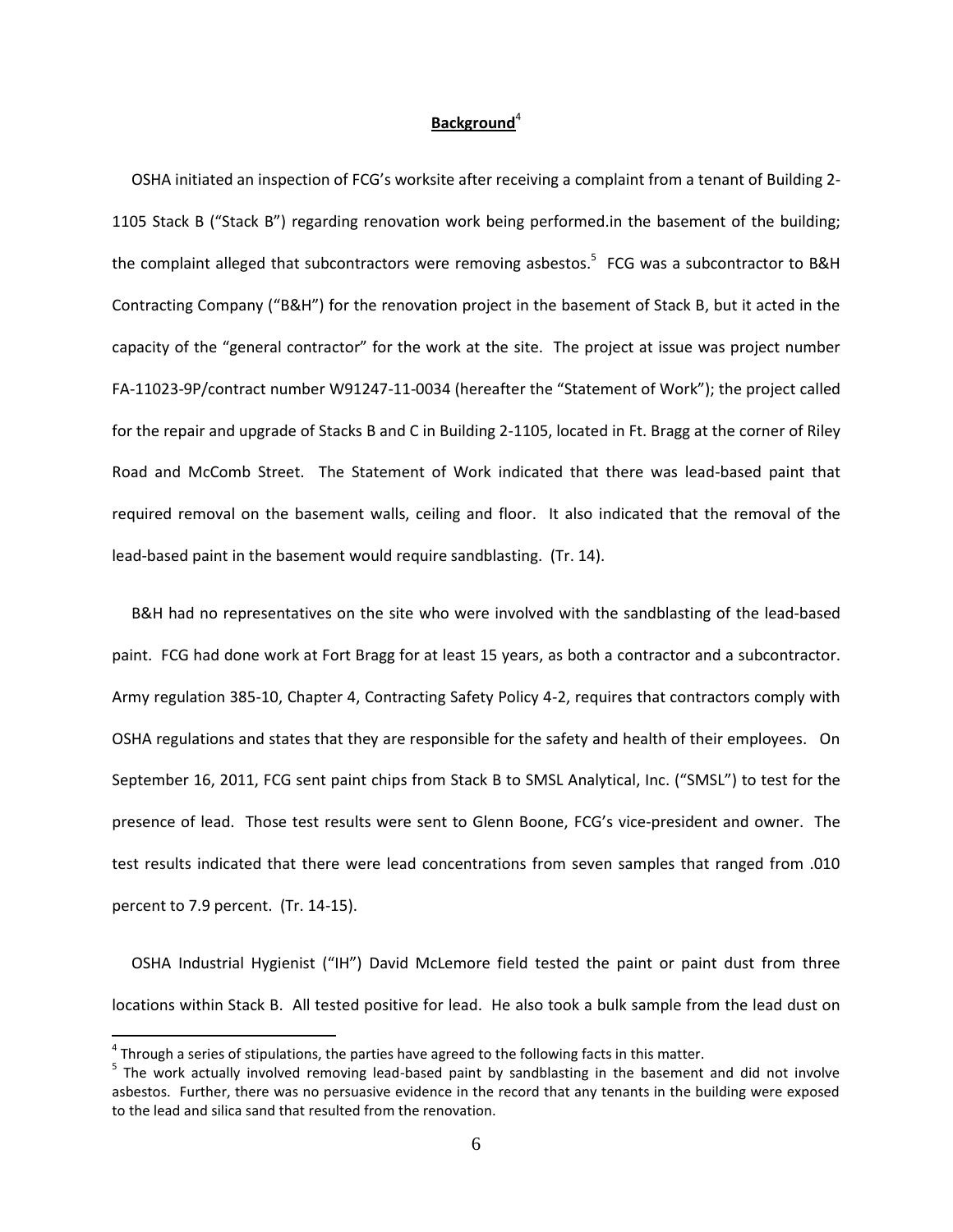## **Background**[4]

OSHA initiated an inspection of FCG's worksite after receiving a complaint from a tenant of Building 2-1105 Stack B ("Stack B") regarding renovation work being performed.in the basement of the building; the complaint alleged that subcontractors were removing asbestos.[5] FCG was a subcontractor to B&H Contracting Company ("B&H") for the renovation project in the basement of Stack B, but it acted in the capacity of the "general contractor" for the work at the site. The project at issue was project number FA-11023-9P/contract number W91247-11-0034 (hereafter the "Statement of Work"); the project called for the repair and upgrade of Stacks B and C in Building 2-1105, located in Ft. Bragg at the corner of Riley Road and McComb Street. The Statement of Work indicated that there was lead-based paint that required removal on the basement walls, ceiling and floor. It also indicated that the removal of the lead-based paint in the basement would require sandblasting. (Tr. 14).

B&H had no representatives on the site who were involved with the sandblasting of the lead-based paint. FCG had done work at Fort Bragg for at least 15 years, as both a contractor and a subcontractor. Army regulation 385-10, Chapter 4, Contracting Safety Policy 4-2, requires that contractors comply with OSHA regulations and states that they are responsible for the safety and health of their employees. On September 16, 2011, FCG sent paint chips from Stack B to SMSL Analytical, Inc. ("SMSL") to test for the presence of lead. Those test results were sent to Glenn Boone, FCG's vice-president and owner. The test results indicated that there were lead concentrations from seven samples that ranged from .010 percent to 7.9 percent. (Tr. 14-15).

OSHA Industrial Hygienist ("IH") David McLemore field tested the paint or paint dust from three locations within Stack B. All tested positive for lead. He also took a bulk sample from the lead dust on

---

[4] Through a series of stipulations, the parties have agreed to the following facts in this matter.

[5] The work actually involved removing lead-based paint by sandblasting in the basement and did not involve asbestos. Further, there was no persuasive evidence in the record that any tenants in the building were exposed to the lead and silica sand that resulted from the renovation.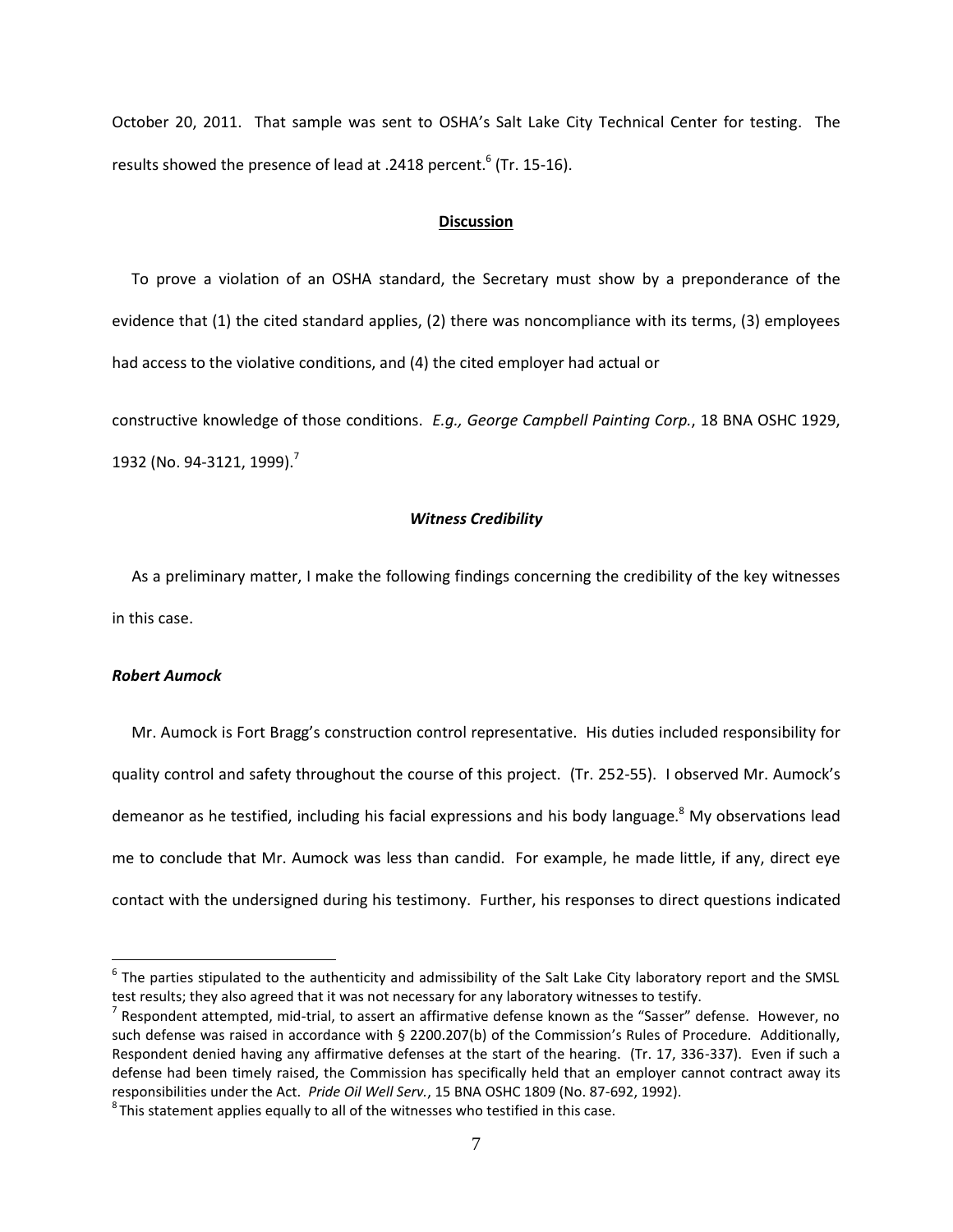October 20, 2011. That sample was sent to OSHA's Salt Lake City Technical Center for testing. The results showed the presence of lead at .2418 percent.[6] (Tr. 15-16).

## Discussion

To prove a violation of an OSHA standard, the Secretary must show by a preponderance of the evidence that (1) the cited standard applies, (2) there was noncompliance with its terms, (3) employees had access to the violative conditions, and (4) the cited employer had actual or constructive knowledge of those conditions. *E.g., George Campbell Painting Corp.*, 18 BNA OSHC 1929, 1932 (No. 94-3121, 1999).[7]

### *Witness Credibility*

As a preliminary matter, I make the following findings concerning the credibility of the key witnesses in this case.

#### *Robert Aumock*

Mr. Aumock is Fort Bragg's construction control representative. His duties included responsibility for quality control and safety throughout the course of this project. (Tr. 252-55). I observed Mr. Aumock's demeanor as he testified, including his facial expressions and his body language.[8] My observations lead me to conclude that Mr. Aumock was less than candid. For example, he made little, if any, direct eye contact with the undersigned during his testimony. Further, his responses to direct questions indicated

---

[6] The parties stipulated to the authenticity and admissibility of the Salt Lake City laboratory report and the SMSL test results; they also agreed that it was not necessary for any laboratory witnesses to testify.

[7] Respondent attempted, mid-trial, to assert an affirmative defense known as the "Sasser" defense. However, no such defense was raised in accordance with § 2200.207(b) of the Commission's Rules of Procedure. Additionally, Respondent denied having any affirmative defenses at the start of the hearing. (Tr. 17, 336-337). Even if such a defense had been timely raised, the Commission has specifically held that an employer cannot contract away its responsibilities under the Act. *Pride Oil Well Serv.*, 15 BNA OSHC 1809 (No. 87-692, 1992).

[8] This statement applies equally to all of the witnesses who testified in this case.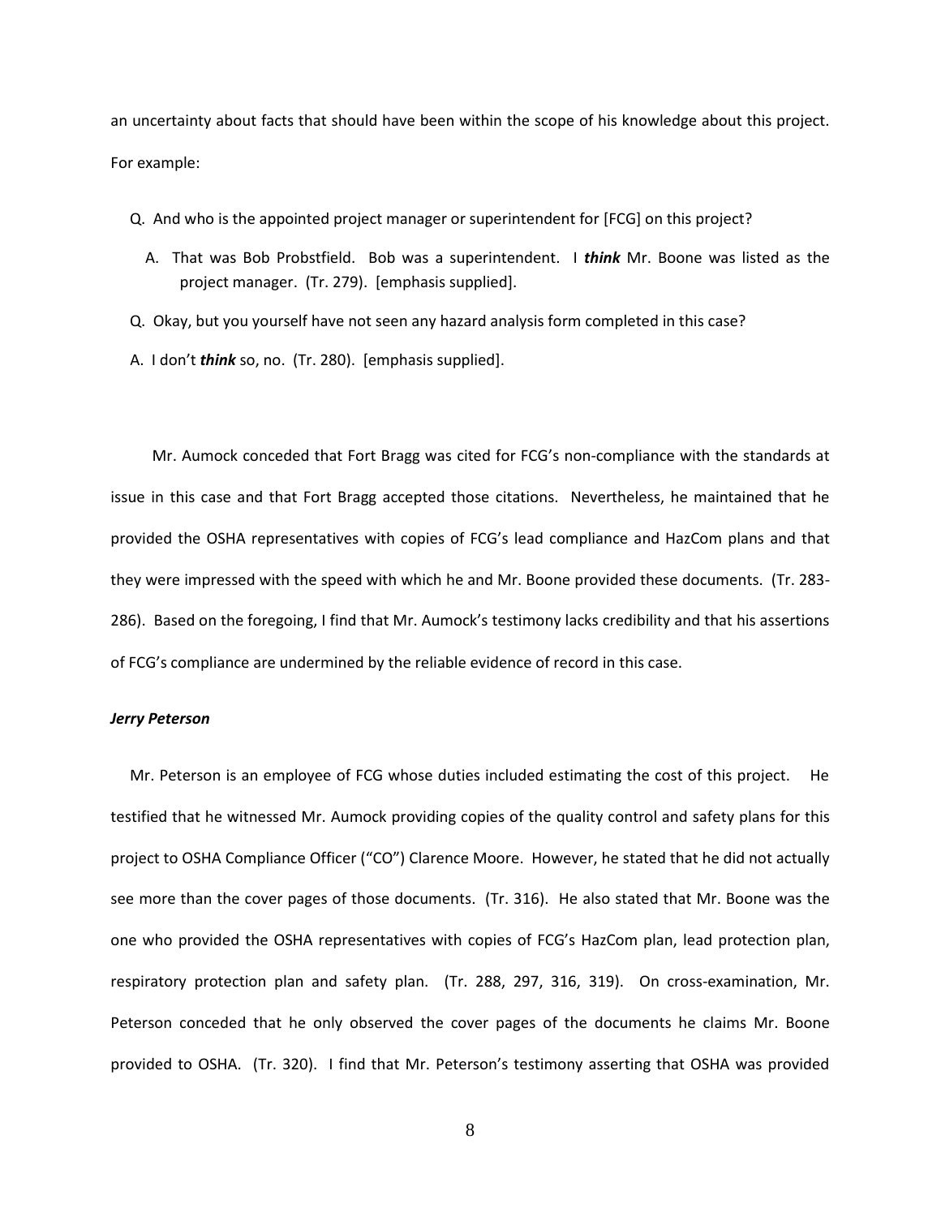an uncertainty about facts that should have been within the scope of his knowledge about this project. For example:

> Q. And who is the appointed project manager or superintendent for [FCG] on this project?
>
> A. That was Bob Probstfield. Bob was a superintendent. I ***think*** Mr. Boone was listed as the project manager. (Tr. 279). [emphasis supplied].
>
> Q. Okay, but you yourself have not seen any hazard analysis form completed in this case?
>
> A. I don't ***think*** so, no. (Tr. 280). [emphasis supplied].

Mr. Aumock conceded that Fort Bragg was cited for FCG's non-compliance with the standards at issue in this case and that Fort Bragg accepted those citations. Nevertheless, he maintained that he provided the OSHA representatives with copies of FCG's lead compliance and HazCom plans and that they were impressed with the speed with which he and Mr. Boone provided these documents. (Tr. 283-286). Based on the foregoing, I find that Mr. Aumock's testimony lacks credibility and that his assertions of FCG's compliance are undermined by the reliable evidence of record in this case.

***Jerry Peterson***

Mr. Peterson is an employee of FCG whose duties included estimating the cost of this project. He testified that he witnessed Mr. Aumock providing copies of the quality control and safety plans for this project to OSHA Compliance Officer ("CO") Clarence Moore. However, he stated that he did not actually see more than the cover pages of those documents. (Tr. 316). He also stated that Mr. Boone was the one who provided the OSHA representatives with copies of FCG's HazCom plan, lead protection plan, respiratory protection plan and safety plan. (Tr. 288, 297, 316, 319). On cross-examination, Mr. Peterson conceded that he only observed the cover pages of the documents he claims Mr. Boone provided to OSHA. (Tr. 320). I find that Mr. Peterson's testimony asserting that OSHA was provided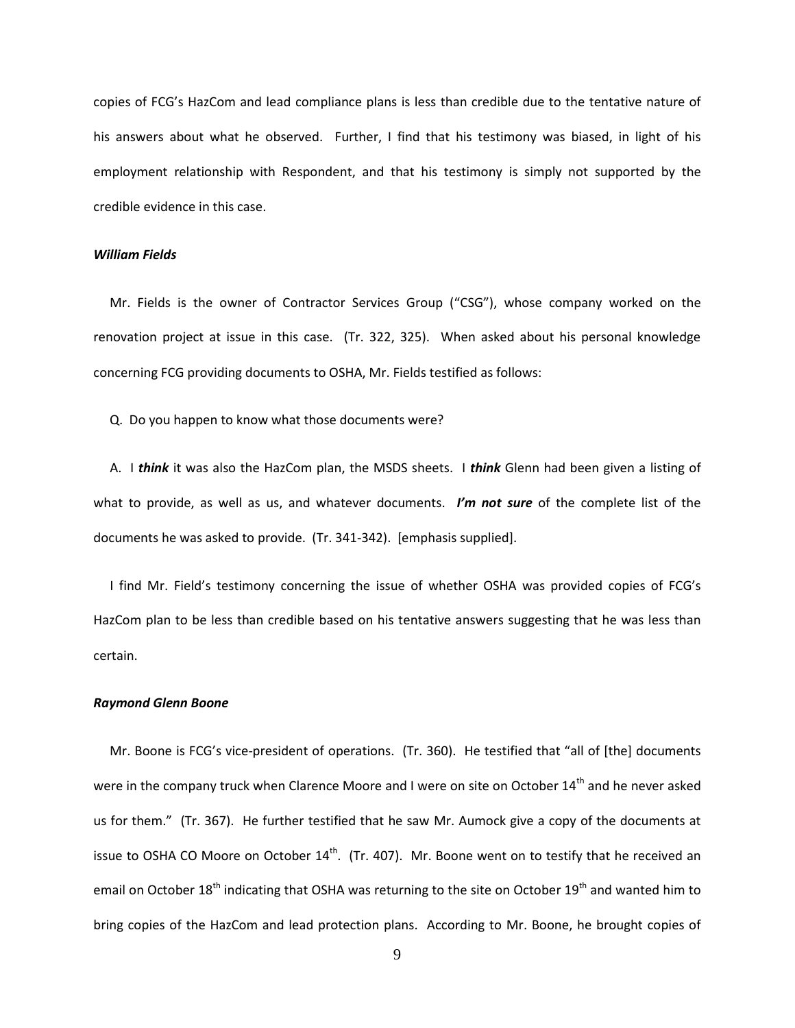copies of FCG's HazCom and lead compliance plans is less than credible due to the tentative nature of his answers about what he observed. Further, I find that his testimony was biased, in light of his employment relationship with Respondent, and that his testimony is simply not supported by the credible evidence in this case.

***William Fields***

Mr. Fields is the owner of Contractor Services Group ("CSG"), whose company worked on the renovation project at issue in this case. (Tr. 322, 325). When asked about his personal knowledge concerning FCG providing documents to OSHA, Mr. Fields testified as follows:

Q. Do you happen to know what those documents were?

A. I ***think*** it was also the HazCom plan, the MSDS sheets. I ***think*** Glenn had been given a listing of what to provide, as well as us, and whatever documents. ***I'm not sure*** of the complete list of the documents he was asked to provide. (Tr. 341-342). [emphasis supplied].

I find Mr. Field's testimony concerning the issue of whether OSHA was provided copies of FCG's HazCom plan to be less than credible based on his tentative answers suggesting that he was less than certain.

***Raymond Glenn Boone***

Mr. Boone is FCG's vice-president of operations. (Tr. 360). He testified that "all of [the] documents were in the company truck when Clarence Moore and I were on site on October 14th and he never asked us for them." (Tr. 367). He further testified that he saw Mr. Aumock give a copy of the documents at issue to OSHA CO Moore on October 14th. (Tr. 407). Mr. Boone went on to testify that he received an email on October 18th indicating that OSHA was returning to the site on October 19th and wanted him to bring copies of the HazCom and lead protection plans. According to Mr. Boone, he brought copies of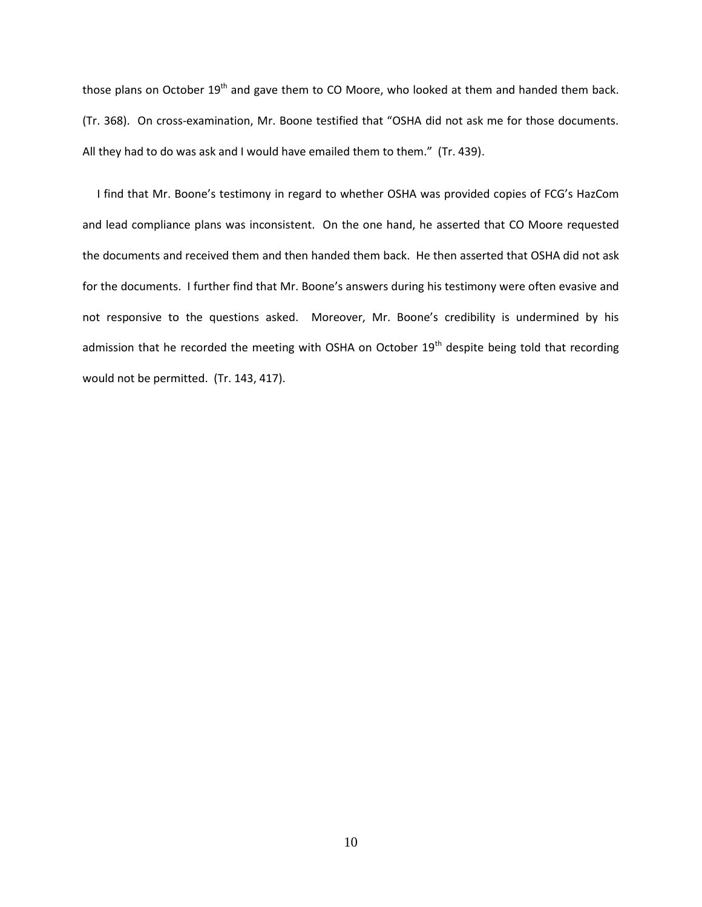those plans on October 19th and gave them to CO Moore, who looked at them and handed them back. (Tr. 368). On cross-examination, Mr. Boone testified that "OSHA did not ask me for those documents. All they had to do was ask and I would have emailed them to them." (Tr. 439).

I find that Mr. Boone's testimony in regard to whether OSHA was provided copies of FCG's HazCom and lead compliance plans was inconsistent. On the one hand, he asserted that CO Moore requested the documents and received them and then handed them back. He then asserted that OSHA did not ask for the documents. I further find that Mr. Boone's answers during his testimony were often evasive and not responsive to the questions asked. Moreover, Mr. Boone's credibility is undermined by his admission that he recorded the meeting with OSHA on October 19th despite being told that recording would not be permitted. (Tr. 143, 417).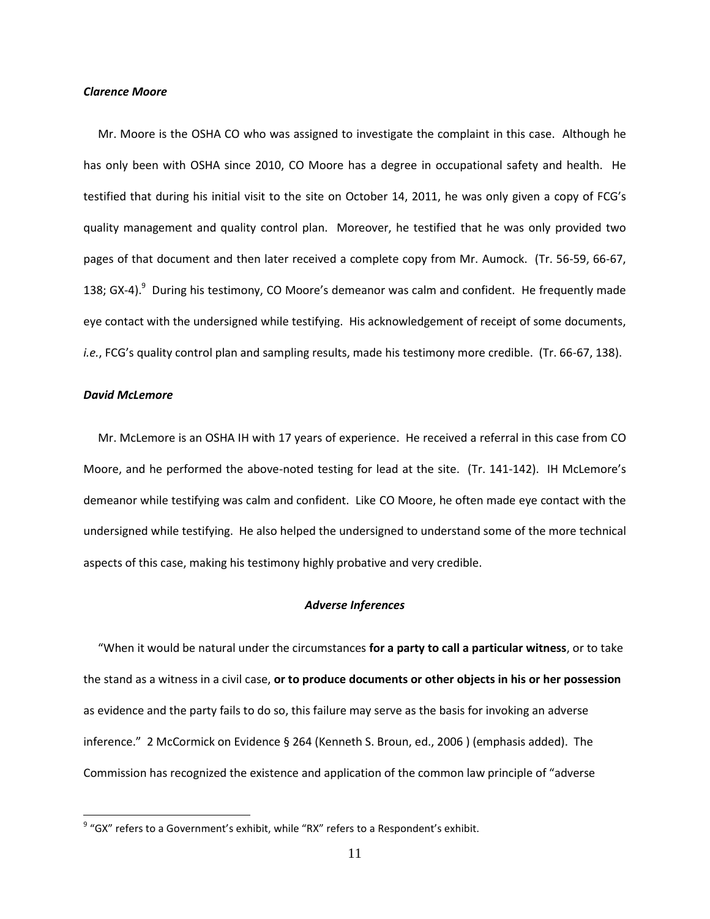***Clarence Moore***

Mr. Moore is the OSHA CO who was assigned to investigate the complaint in this case. Although he has only been with OSHA since 2010, CO Moore has a degree in occupational safety and health. He testified that during his initial visit to the site on October 14, 2011, he was only given a copy of FCG's quality management and quality control plan. Moreover, he testified that he was only provided two pages of that document and then later received a complete copy from Mr. Aumock. (Tr. 56-59, 66-67, 138; GX-4).[9] During his testimony, CO Moore's demeanor was calm and confident. He frequently made eye contact with the undersigned while testifying. His acknowledgement of receipt of some documents, *i.e.*, FCG's quality control plan and sampling results, made his testimony more credible. (Tr. 66-67, 138).

***David McLemore***

Mr. McLemore is an OSHA IH with 17 years of experience. He received a referral in this case from CO Moore, and he performed the above-noted testing for lead at the site. (Tr. 141-142). IH McLemore's demeanor while testifying was calm and confident. Like CO Moore, he often made eye contact with the undersigned while testifying. He also helped the undersigned to understand some of the more technical aspects of this case, making his testimony highly probative and very credible.

***Adverse Inferences***

"When it would be natural under the circumstances **for a party to call a particular witness**, or to take the stand as a witness in a civil case, **or to produce documents or other objects in his or her possession** as evidence and the party fails to do so, this failure may serve as the basis for invoking an adverse inference." 2 McCormick on Evidence § 264 (Kenneth S. Broun, ed., 2006 ) (emphasis added). The Commission has recognized the existence and application of the common law principle of "adverse

[9] "GX" refers to a Government's exhibit, while "RX" refers to a Respondent's exhibit.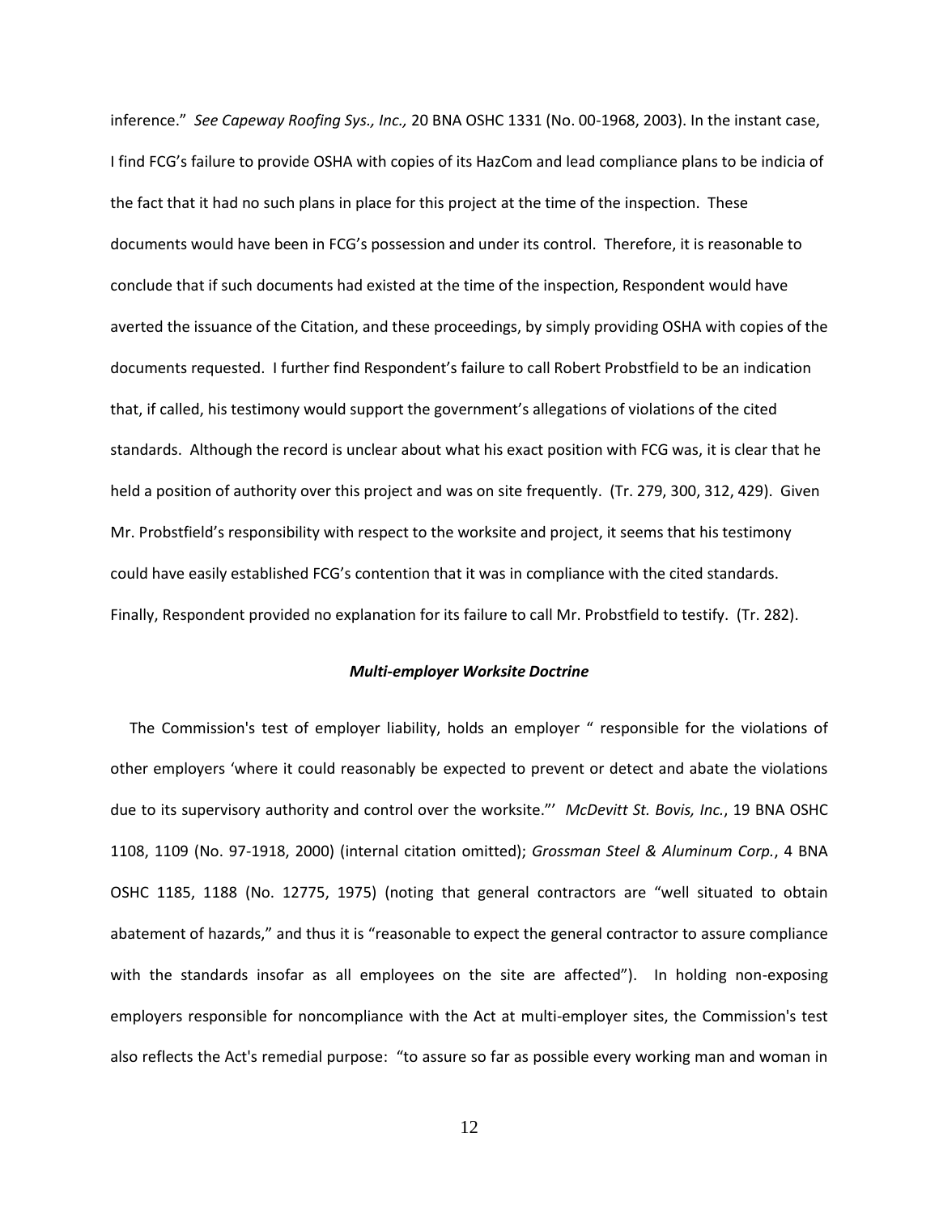inference." *See Capeway Roofing Sys., Inc.,* 20 BNA OSHC 1331 (No. 00-1968, 2003). In the instant case, I find FCG's failure to provide OSHA with copies of its HazCom and lead compliance plans to be indicia of the fact that it had no such plans in place for this project at the time of the inspection. These documents would have been in FCG's possession and under its control. Therefore, it is reasonable to conclude that if such documents had existed at the time of the inspection, Respondent would have averted the issuance of the Citation, and these proceedings, by simply providing OSHA with copies of the documents requested. I further find Respondent's failure to call Robert Probstfield to be an indication that, if called, his testimony would support the government's allegations of violations of the cited standards. Although the record is unclear about what his exact position with FCG was, it is clear that he held a position of authority over this project and was on site frequently. (Tr. 279, 300, 312, 429). Given Mr. Probstfield's responsibility with respect to the worksite and project, it seems that his testimony could have easily established FCG's contention that it was in compliance with the cited standards. Finally, Respondent provided no explanation for its failure to call Mr. Probstfield to testify. (Tr. 282).

### ***Multi-employer Worksite Doctrine***

The Commission's test of employer liability, holds an employer " responsible for the violations of other employers 'where it could reasonably be expected to prevent or detect and abate the violations due to its supervisory authority and control over the worksite."' *McDevitt St. Bovis, Inc.*, 19 BNA OSHC 1108, 1109 (No. 97-1918, 2000) (internal citation omitted); *Grossman Steel & Aluminum Corp.*, 4 BNA OSHC 1185, 1188 (No. 12775, 1975) (noting that general contractors are "well situated to obtain abatement of hazards," and thus it is "reasonable to expect the general contractor to assure compliance with the standards insofar as all employees on the site are affected"). In holding non-exposing employers responsible for noncompliance with the Act at multi-employer sites, the Commission's test also reflects the Act's remedial purpose: "to assure so far as possible every working man and woman in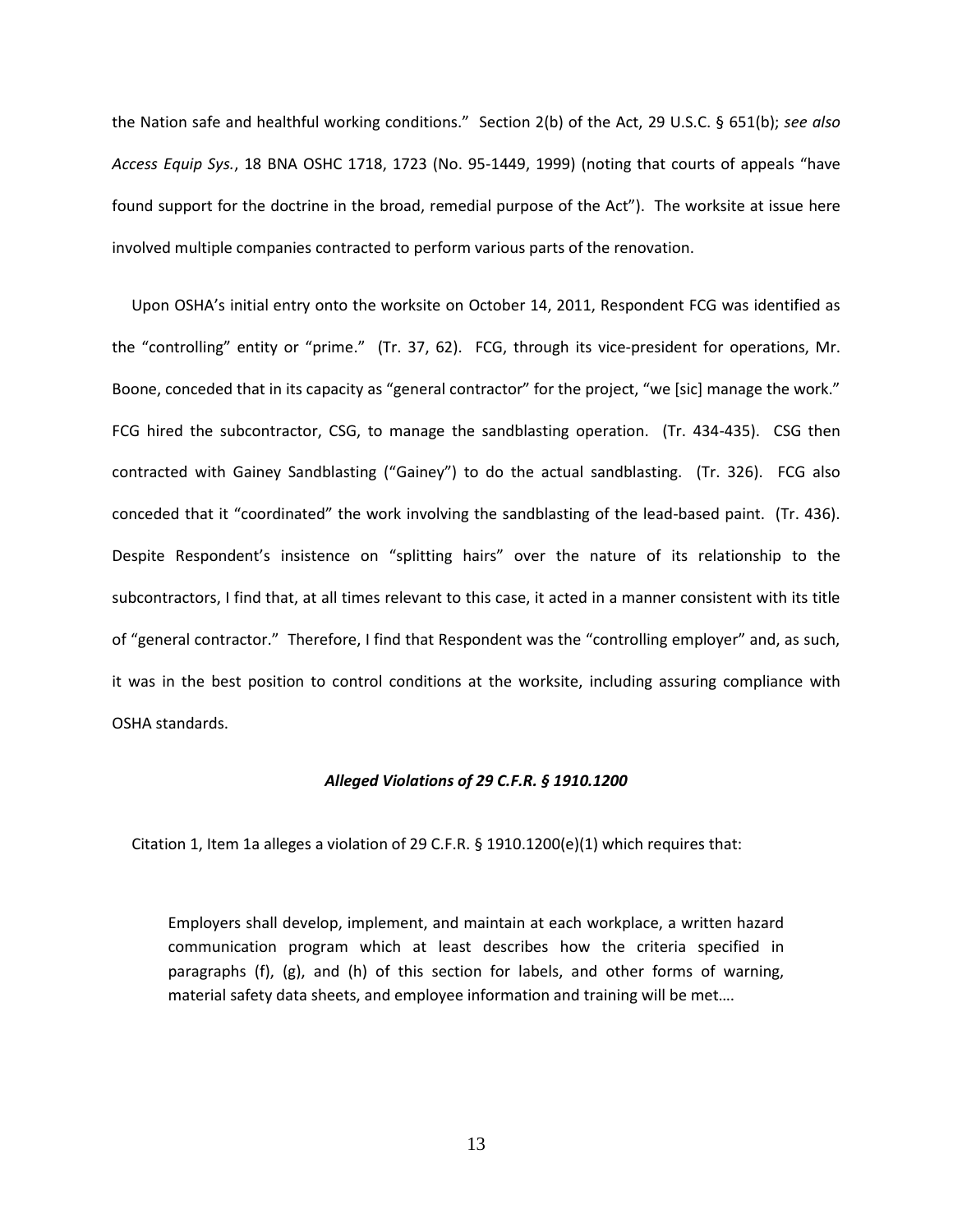the Nation safe and healthful working conditions." Section 2(b) of the Act, 29 U.S.C. § 651(b); *see also Access Equip Sys.*, 18 BNA OSHC 1718, 1723 (No. 95-1449, 1999) (noting that courts of appeals "have found support for the doctrine in the broad, remedial purpose of the Act"). The worksite at issue here involved multiple companies contracted to perform various parts of the renovation.

Upon OSHA's initial entry onto the worksite on October 14, 2011, Respondent FCG was identified as the "controlling" entity or "prime." (Tr. 37, 62). FCG, through its vice-president for operations, Mr. Boone, conceded that in its capacity as "general contractor" for the project, "we [sic] manage the work." FCG hired the subcontractor, CSG, to manage the sandblasting operation. (Tr. 434-435). CSG then contracted with Gainey Sandblasting ("Gainey") to do the actual sandblasting. (Tr. 326). FCG also conceded that it "coordinated" the work involving the sandblasting of the lead-based paint. (Tr. 436). Despite Respondent's insistence on "splitting hairs" over the nature of its relationship to the subcontractors, I find that, at all times relevant to this case, it acted in a manner consistent with its title of "general contractor." Therefore, I find that Respondent was the "controlling employer" and, as such, it was in the best position to control conditions at the worksite, including assuring compliance with OSHA standards.

### *Alleged Violations of 29 C.F.R. § 1910.1200*

Citation 1, Item 1a alleges a violation of 29 C.F.R. § 1910.1200(e)(1) which requires that:

> Employers shall develop, implement, and maintain at each workplace, a written hazard communication program which at least describes how the criteria specified in paragraphs (f), (g), and (h) of this section for labels, and other forms of warning, material safety data sheets, and employee information and training will be met….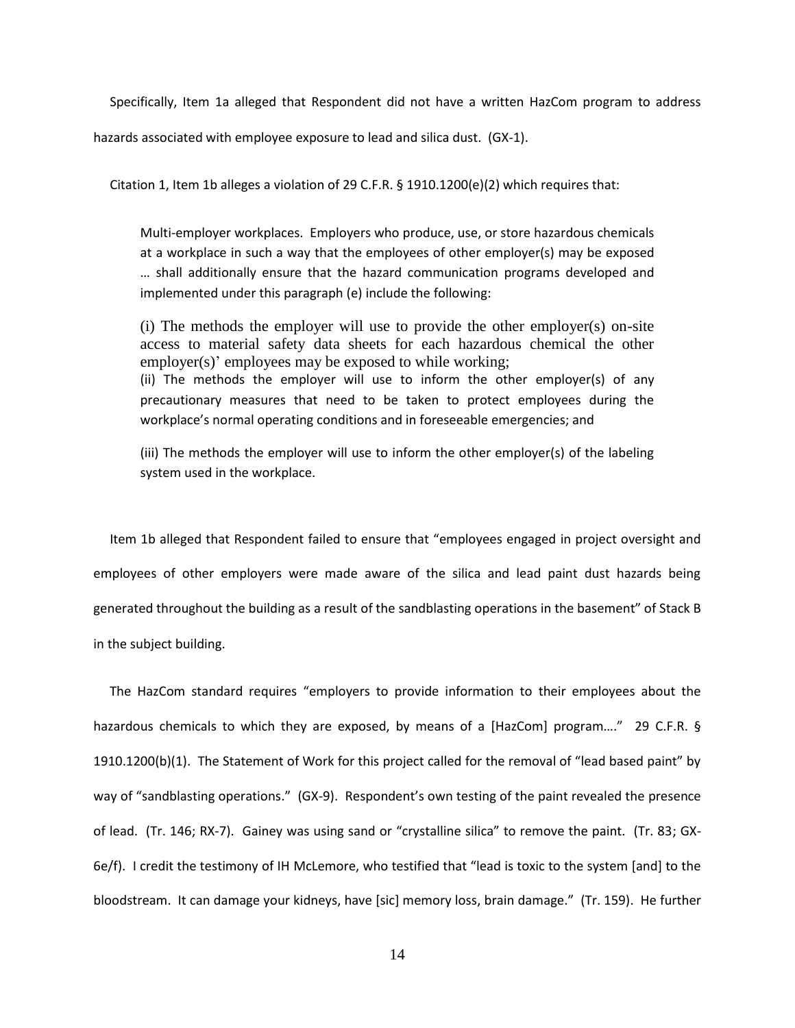Specifically, Item 1a alleged that Respondent did not have a written HazCom program to address hazards associated with employee exposure to lead and silica dust. (GX-1).

Citation 1, Item 1b alleges a violation of 29 C.F.R. § 1910.1200(e)(2) which requires that:

> Multi-employer workplaces. Employers who produce, use, or store hazardous chemicals at a workplace in such a way that the employees of other employer(s) may be exposed … shall additionally ensure that the hazard communication programs developed and implemented under this paragraph (e) include the following:
>
> (i) The methods the employer will use to provide the other employer(s) on-site access to material safety data sheets for each hazardous chemical the other employer(s)' employees may be exposed to while working;
> (ii) The methods the employer will use to inform the other employer(s) of any precautionary measures that need to be taken to protect employees during the workplace's normal operating conditions and in foreseeable emergencies; and
>
> (iii) The methods the employer will use to inform the other employer(s) of the labeling system used in the workplace.

Item 1b alleged that Respondent failed to ensure that "employees engaged in project oversight and employees of other employers were made aware of the silica and lead paint dust hazards being generated throughout the building as a result of the sandblasting operations in the basement" of Stack B in the subject building.

The HazCom standard requires "employers to provide information to their employees about the hazardous chemicals to which they are exposed, by means of a [HazCom] program…." 29 C.F.R. § 1910.1200(b)(1). The Statement of Work for this project called for the removal of "lead based paint" by way of "sandblasting operations." (GX-9). Respondent's own testing of the paint revealed the presence of lead. (Tr. 146; RX-7). Gainey was using sand or "crystalline silica" to remove the paint. (Tr. 83; GX-6e/f). I credit the testimony of IH McLemore, who testified that "lead is toxic to the system [and] to the bloodstream. It can damage your kidneys, have [sic] memory loss, brain damage." (Tr. 159). He further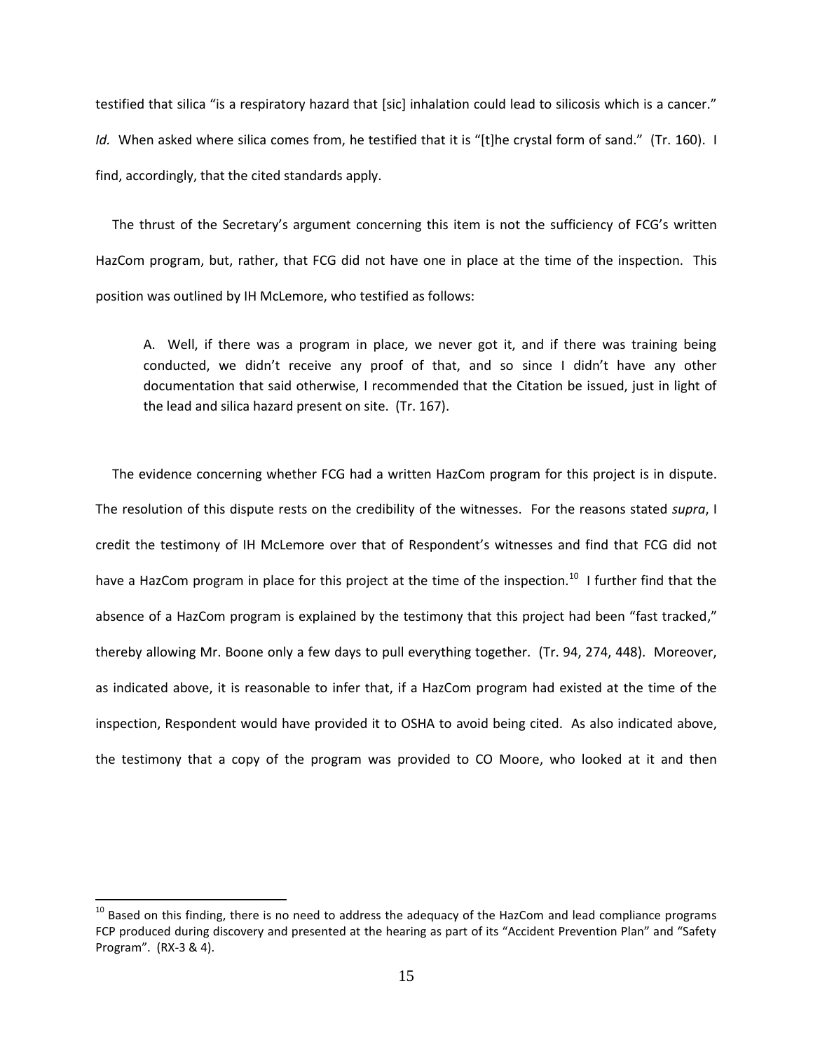testified that silica "is a respiratory hazard that [sic] inhalation could lead to silicosis which is a cancer." *Id.* When asked where silica comes from, he testified that it is "[t]he crystal form of sand." (Tr. 160). I find, accordingly, that the cited standards apply.

The thrust of the Secretary's argument concerning this item is not the sufficiency of FCG's written HazCom program, but, rather, that FCG did not have one in place at the time of the inspection. This position was outlined by IH McLemore, who testified as follows:

> A. Well, if there was a program in place, we never got it, and if there was training being conducted, we didn't receive any proof of that, and so since I didn't have any other documentation that said otherwise, I recommended that the Citation be issued, just in light of the lead and silica hazard present on site. (Tr. 167).

The evidence concerning whether FCG had a written HazCom program for this project is in dispute. The resolution of this dispute rests on the credibility of the witnesses. For the reasons stated *supra*, I credit the testimony of IH McLemore over that of Respondent's witnesses and find that FCG did not have a HazCom program in place for this project at the time of the inspection.[10] I further find that the absence of a HazCom program is explained by the testimony that this project had been "fast tracked," thereby allowing Mr. Boone only a few days to pull everything together. (Tr. 94, 274, 448). Moreover, as indicated above, it is reasonable to infer that, if a HazCom program had existed at the time of the inspection, Respondent would have provided it to OSHA to avoid being cited. As also indicated above, the testimony that a copy of the program was provided to CO Moore, who looked at it and then

[10] Based on this finding, there is no need to address the adequacy of the HazCom and lead compliance programs FCP produced during discovery and presented at the hearing as part of its "Accident Prevention Plan" and "Safety Program". (RX-3 & 4).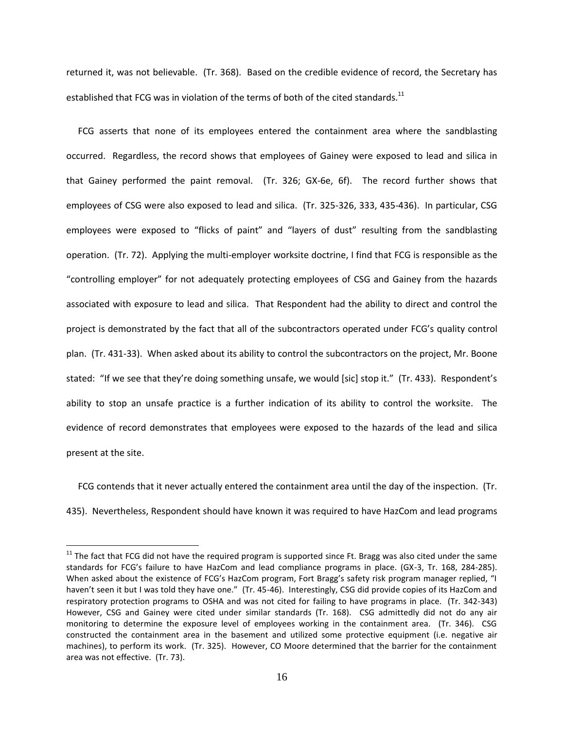returned it, was not believable. (Tr. 368). Based on the credible evidence of record, the Secretary has established that FCG was in violation of the terms of both of the cited standards.[11]

FCG asserts that none of its employees entered the containment area where the sandblasting occurred. Regardless, the record shows that employees of Gainey were exposed to lead and silica in that Gainey performed the paint removal. (Tr. 326; GX-6e, 6f). The record further shows that employees of CSG were also exposed to lead and silica. (Tr. 325-326, 333, 435-436). In particular, CSG employees were exposed to "flicks of paint" and "layers of dust" resulting from the sandblasting operation. (Tr. 72). Applying the multi-employer worksite doctrine, I find that FCG is responsible as the "controlling employer" for not adequately protecting employees of CSG and Gainey from the hazards associated with exposure to lead and silica. That Respondent had the ability to direct and control the project is demonstrated by the fact that all of the subcontractors operated under FCG's quality control plan. (Tr. 431-33). When asked about its ability to control the subcontractors on the project, Mr. Boone stated: "If we see that they're doing something unsafe, we would [sic] stop it." (Tr. 433). Respondent's ability to stop an unsafe practice is a further indication of its ability to control the worksite. The evidence of record demonstrates that employees were exposed to the hazards of the lead and silica present at the site.

FCG contends that it never actually entered the containment area until the day of the inspection. (Tr. 435). Nevertheless, Respondent should have known it was required to have HazCom and lead programs

---

[11] The fact that FCG did not have the required program is supported since Ft. Bragg was also cited under the same standards for FCG's failure to have HazCom and lead compliance programs in place. (GX-3, Tr. 168, 284-285). When asked about the existence of FCG's HazCom program, Fort Bragg's safety risk program manager replied, "I haven't seen it but I was told they have one." (Tr. 45-46). Interestingly, CSG did provide copies of its HazCom and respiratory protection programs to OSHA and was not cited for failing to have programs in place. (Tr. 342-343) However, CSG and Gainey were cited under similar standards (Tr. 168). CSG admittedly did not do any air monitoring to determine the exposure level of employees working in the containment area. (Tr. 346). CSG constructed the containment area in the basement and utilized some protective equipment (i.e. negative air machines), to perform its work. (Tr. 325). However, CO Moore determined that the barrier for the containment area was not effective. (Tr. 73).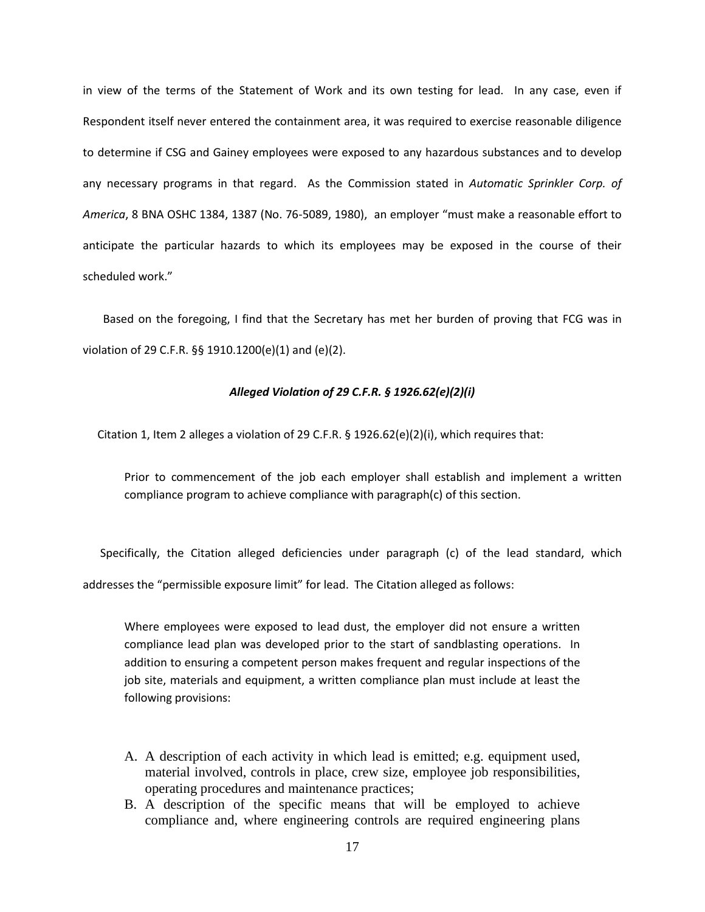in view of the terms of the Statement of Work and its own testing for lead. In any case, even if Respondent itself never entered the containment area, it was required to exercise reasonable diligence to determine if CSG and Gainey employees were exposed to any hazardous substances and to develop any necessary programs in that regard. As the Commission stated in *Automatic Sprinkler Corp. of America*, 8 BNA OSHC 1384, 1387 (No. 76-5089, 1980), an employer "must make a reasonable effort to anticipate the particular hazards to which its employees may be exposed in the course of their scheduled work."

Based on the foregoing, I find that the Secretary has met her burden of proving that FCG was in violation of 29 C.F.R. §§ 1910.1200(e)(1) and (e)(2).

***Alleged Violation of 29 C.F.R. § 1926.62(e)(2)(i)***

Citation 1, Item 2 alleges a violation of 29 C.F.R. § 1926.62(e)(2)(i), which requires that:

> Prior to commencement of the job each employer shall establish and implement a written compliance program to achieve compliance with paragraph(c) of this section.

Specifically, the Citation alleged deficiencies under paragraph (c) of the lead standard, which addresses the "permissible exposure limit" for lead. The Citation alleged as follows:

> Where employees were exposed to lead dust, the employer did not ensure a written compliance lead plan was developed prior to the start of sandblasting operations. In addition to ensuring a competent person makes frequent and regular inspections of the job site, materials and equipment, a written compliance plan must include at least the following provisions:
>
> A. A description of each activity in which lead is emitted; e.g. equipment used, material involved, controls in place, crew size, employee job responsibilities, operating procedures and maintenance practices;
> B. A description of the specific means that will be employed to achieve compliance and, where engineering controls are required engineering plans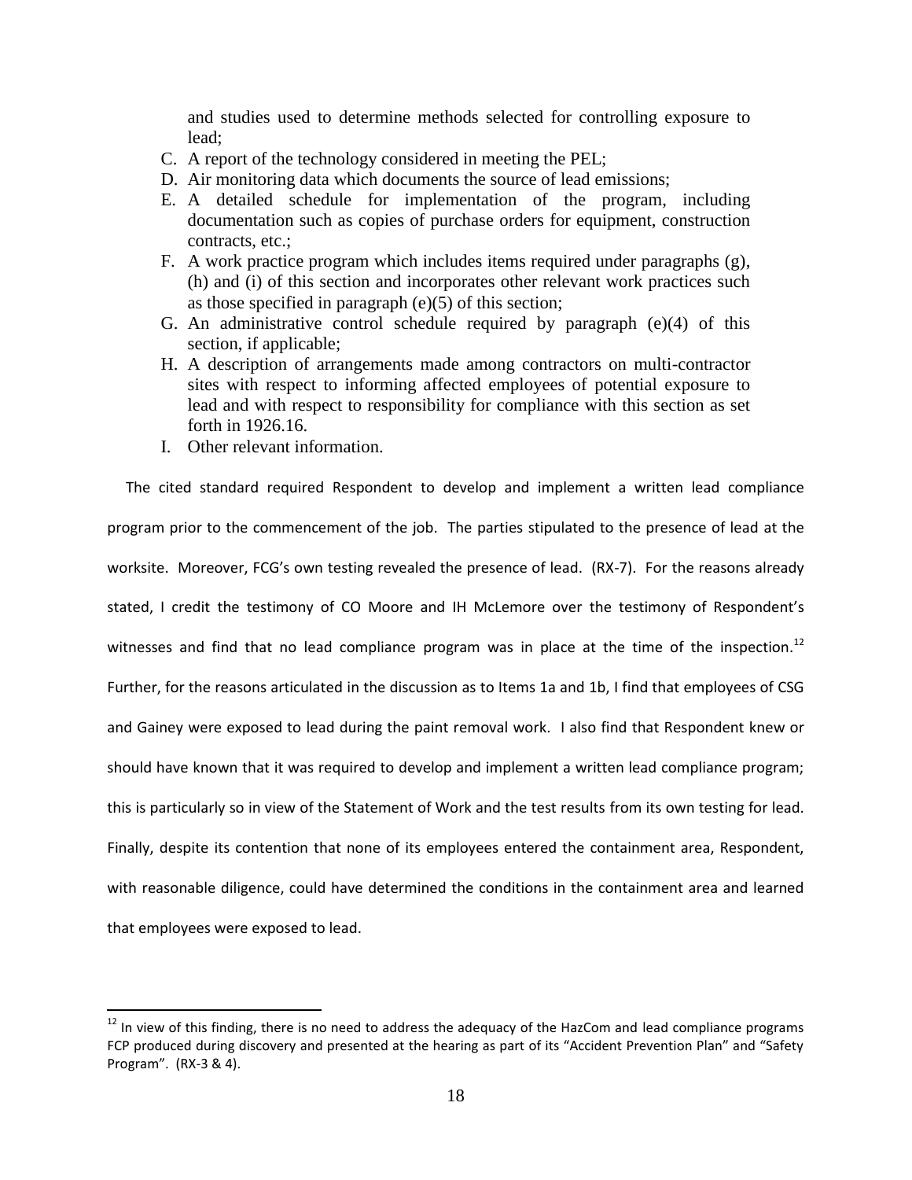and studies used to determine methods selected for controlling exposure to lead;

C. A report of the technology considered in meeting the PEL;
D. Air monitoring data which documents the source of lead emissions;
E. A detailed schedule for implementation of the program, including documentation such as copies of purchase orders for equipment, construction contracts, etc.;
F. A work practice program which includes items required under paragraphs (g), (h) and (i) of this section and incorporates other relevant work practices such as those specified in paragraph (e)(5) of this section;
G. An administrative control schedule required by paragraph (e)(4) of this section, if applicable;
H. A description of arrangements made among contractors on multi-contractor sites with respect to informing affected employees of potential exposure to lead and with respect to responsibility for compliance with this section as set forth in 1926.16.
I. Other relevant information.

The cited standard required Respondent to develop and implement a written lead compliance program prior to the commencement of the job. The parties stipulated to the presence of lead at the worksite. Moreover, FCG's own testing revealed the presence of lead. (RX-7). For the reasons already stated, I credit the testimony of CO Moore and IH McLemore over the testimony of Respondent's witnesses and find that no lead compliance program was in place at the time of the inspection.[12] Further, for the reasons articulated in the discussion as to Items 1a and 1b, I find that employees of CSG and Gainey were exposed to lead during the paint removal work. I also find that Respondent knew or should have known that it was required to develop and implement a written lead compliance program; this is particularly so in view of the Statement of Work and the test results from its own testing for lead. Finally, despite its contention that none of its employees entered the containment area, Respondent, with reasonable diligence, could have determined the conditions in the containment area and learned that employees were exposed to lead.

[12] In view of this finding, there is no need to address the adequacy of the HazCom and lead compliance programs FCP produced during discovery and presented at the hearing as part of its "Accident Prevention Plan" and "Safety Program". (RX-3 & 4).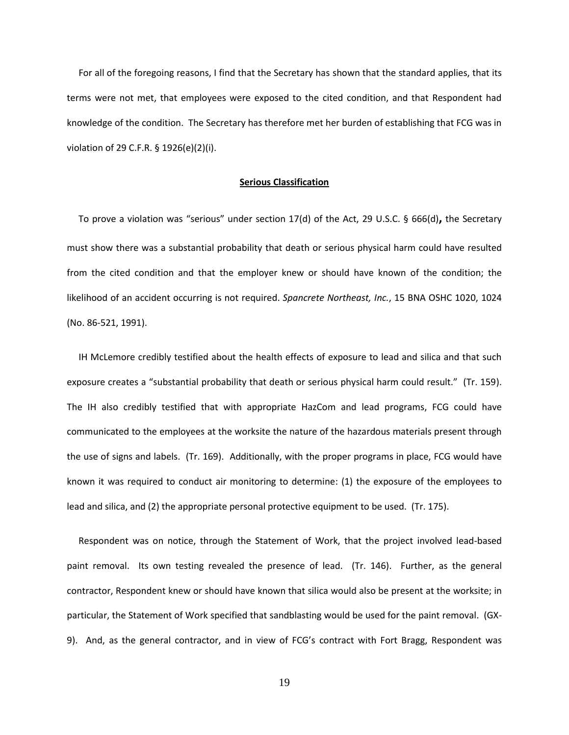For all of the foregoing reasons, I find that the Secretary has shown that the standard applies, that its terms were not met, that employees were exposed to the cited condition, and that Respondent had knowledge of the condition. The Secretary has therefore met her burden of establishing that FCG was in violation of 29 C.F.R. § 1926(e)(2)(i).

## **Serious Classification**

To prove a violation was "serious" under section 17(d) of the Act, 29 U.S.C. § 666(d)**,** the Secretary must show there was a substantial probability that death or serious physical harm could have resulted from the cited condition and that the employer knew or should have known of the condition; the likelihood of an accident occurring is not required. *Spancrete Northeast, Inc.*, 15 BNA OSHC 1020, 1024 (No. 86-521, 1991).

IH McLemore credibly testified about the health effects of exposure to lead and silica and that such exposure creates a "substantial probability that death or serious physical harm could result." (Tr. 159). The IH also credibly testified that with appropriate HazCom and lead programs, FCG could have communicated to the employees at the worksite the nature of the hazardous materials present through the use of signs and labels. (Tr. 169). Additionally, with the proper programs in place, FCG would have known it was required to conduct air monitoring to determine: (1) the exposure of the employees to lead and silica, and (2) the appropriate personal protective equipment to be used. (Tr. 175).

Respondent was on notice, through the Statement of Work, that the project involved lead-based paint removal. Its own testing revealed the presence of lead. (Tr. 146). Further, as the general contractor, Respondent knew or should have known that silica would also be present at the worksite; in particular, the Statement of Work specified that sandblasting would be used for the paint removal. (GX-9). And, as the general contractor, and in view of FCG's contract with Fort Bragg, Respondent was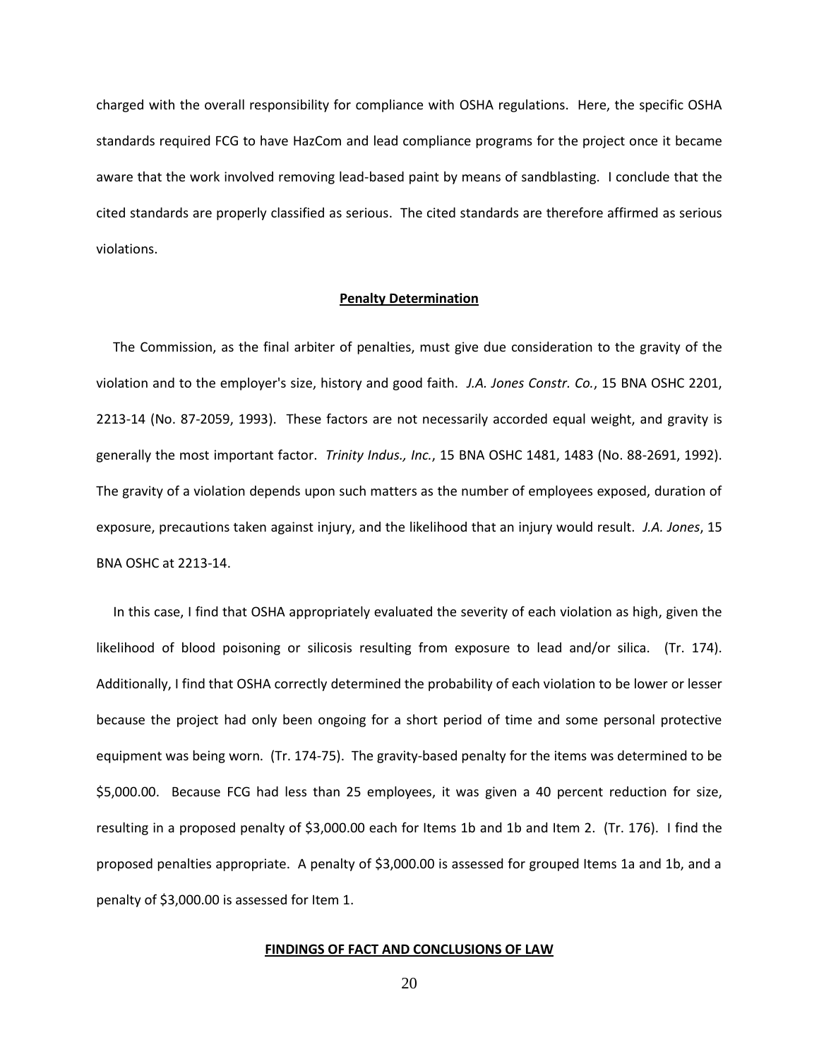charged with the overall responsibility for compliance with OSHA regulations. Here, the specific OSHA standards required FCG to have HazCom and lead compliance programs for the project once it became aware that the work involved removing lead-based paint by means of sandblasting. I conclude that the cited standards are properly classified as serious. The cited standards are therefore affirmed as serious violations.

**Penalty Determination**

The Commission, as the final arbiter of penalties, must give due consideration to the gravity of the violation and to the employer's size, history and good faith. *J.A. Jones Constr. Co.*, 15 BNA OSHC 2201, 2213-14 (No. 87-2059, 1993). These factors are not necessarily accorded equal weight, and gravity is generally the most important factor. *Trinity Indus., Inc.*, 15 BNA OSHC 1481, 1483 (No. 88-2691, 1992). The gravity of a violation depends upon such matters as the number of employees exposed, duration of exposure, precautions taken against injury, and the likelihood that an injury would result. *J.A. Jones*, 15 BNA OSHC at 2213-14.

In this case, I find that OSHA appropriately evaluated the severity of each violation as high, given the likelihood of blood poisoning or silicosis resulting from exposure to lead and/or silica. (Tr. 174). Additionally, I find that OSHA correctly determined the probability of each violation to be lower or lesser because the project had only been ongoing for a short period of time and some personal protective equipment was being worn. (Tr. 174-75). The gravity-based penalty for the items was determined to be $5,000.00. Because FCG had less than 25 employees, it was given a 40 percent reduction for size, resulting in a proposed penalty of $3,000.00 each for Items 1b and 1b and Item 2. (Tr. 176). I find the proposed penalties appropriate. A penalty of $3,000.00 is assessed for grouped Items 1a and 1b, and a penalty of $3,000.00 is assessed for Item 1.

**FINDINGS OF FACT AND CONCLUSIONS OF LAW**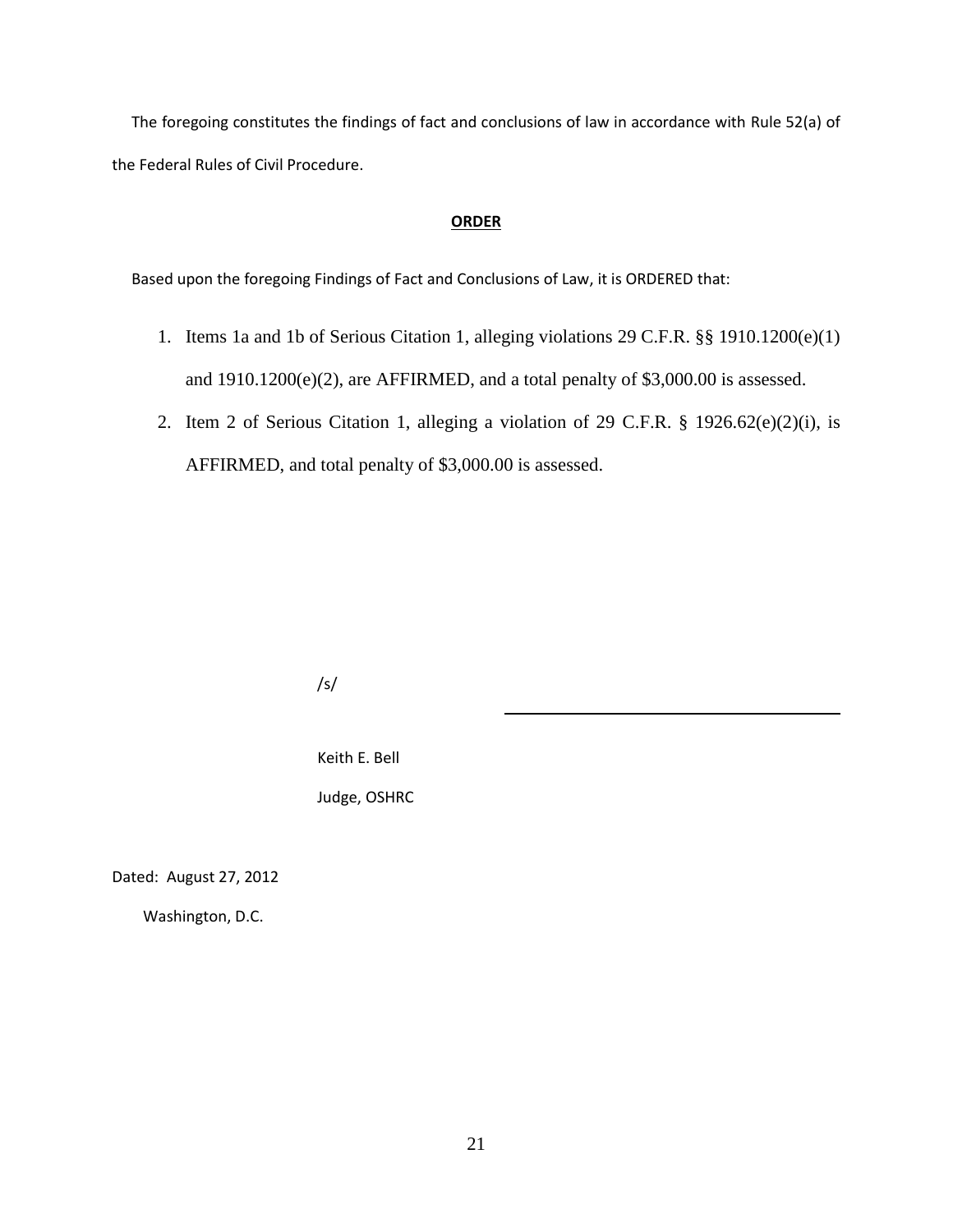The foregoing constitutes the findings of fact and conclusions of law in accordance with Rule 52(a) of the Federal Rules of Civil Procedure.

**ORDER**

Based upon the foregoing Findings of Fact and Conclusions of Law, it is ORDERED that:

1. Items 1a and 1b of Serious Citation 1, alleging violations 29 C.F.R. §§ 1910.1200(e)(1) and 1910.1200(e)(2), are AFFIRMED, and a total penalty of $3,000.00 is assessed.
2. Item 2 of Serious Citation 1, alleging a violation of 29 C.F.R. § 1926.62(e)(2)(i), is AFFIRMED, and total penalty of $3,000.00 is assessed.

/s/

Keith E. Bell

Judge, OSHRC

Dated: August 27, 2012

Washington, D.C.